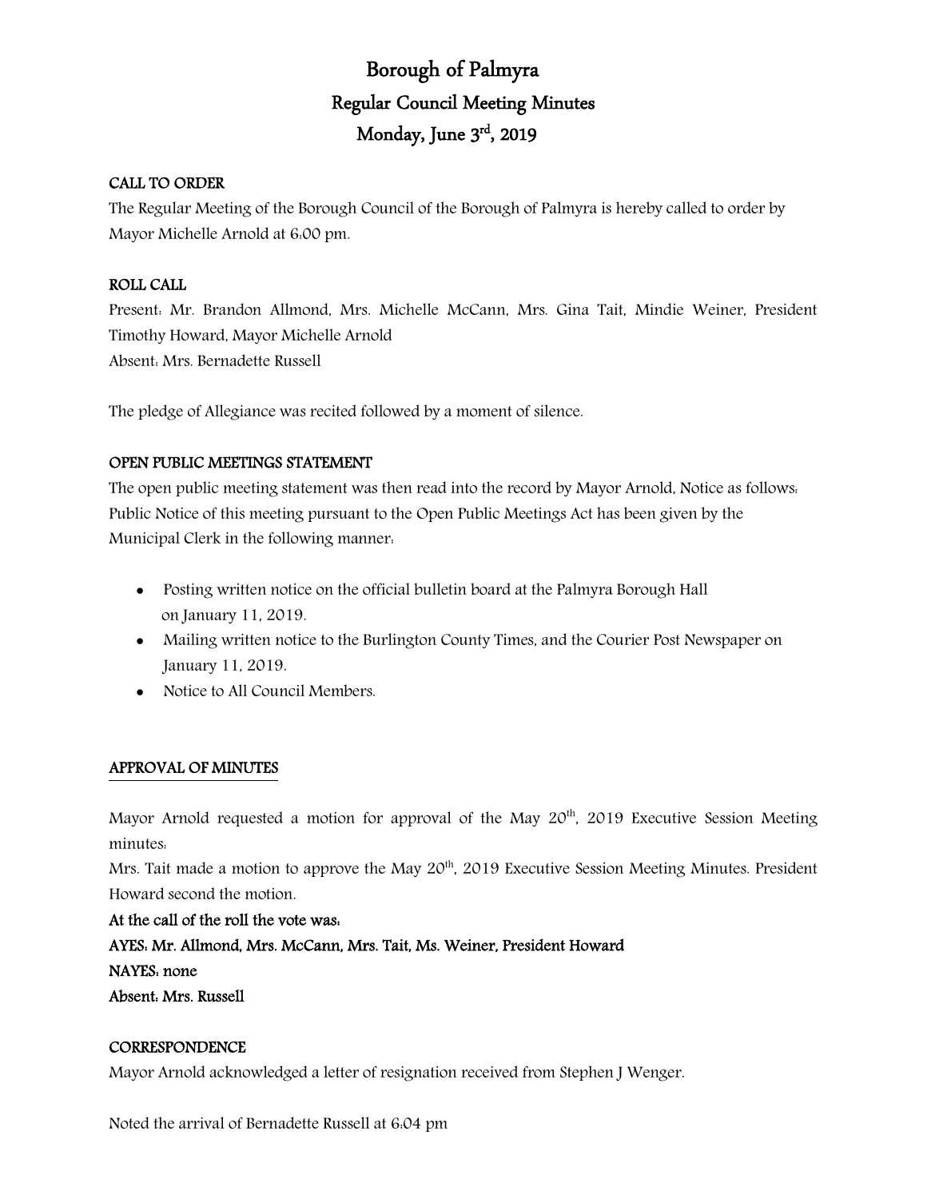# Borough of Palmyra

## Regular Council Meeting Minutes

## Monday, June 3rd, 2019

**CALL TO ORDER**

The Regular Meeting of the Borough Council of the Borough of Palmyra is hereby called to order by Mayor Michelle Arnold at 6:00 pm.

**ROLL CALL**

Present: Mr. Brandon Allmond, Mrs. Michelle McCann, Mrs. Gina Tait, Mindie Weiner, President Timothy Howard, Mayor Michelle Arnold

Absent: Mrs. Bernadette Russell

The pledge of Allegiance was recited followed by a moment of silence.

**OPEN PUBLIC MEETINGS STATEMENT**

The open public meeting statement was then read into the record by Mayor Arnold, Notice as follows: Public Notice of this meeting pursuant to the Open Public Meetings Act has been given by the Municipal Clerk in the following manner:

- Posting written notice on the official bulletin board at the Palmyra Borough Hall on January 11, 2019.
- Mailing written notice to the Burlington County Times, and the Courier Post Newspaper on January 11, 2019.
- Notice to All Council Members.

**APPROVAL OF MINUTES**

Mayor Arnold requested a motion for approval of the May 20th, 2019 Executive Session Meeting minutes:

Mrs. Tait made a motion to approve the May 20th, 2019 Executive Session Meeting Minutes. President Howard second the motion.

**At the call of the roll the vote was:**

**AYES: Mr. Allmond, Mrs. McCann, Mrs. Tait, Ms. Weiner, President Howard**

**NAYES: none**

**Absent: Mrs. Russell**

**CORRESPONDENCE**

Mayor Arnold acknowledged a letter of resignation received from Stephen J Wenger.

Noted the arrival of Bernadette Russell at 6:04 pm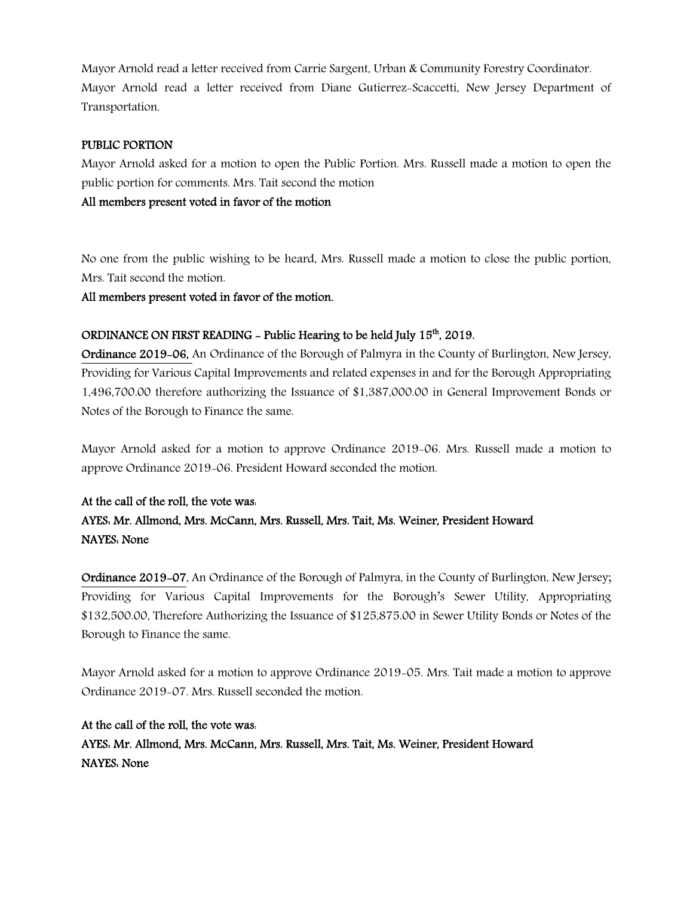Mayor Arnold read a letter received from Carrie Sargent, Urban & Community Forestry Coordinator.
Mayor Arnold read a letter received from Diane Gutierrez-Scaccetti, New Jersey Department of Transportation.

**PUBLIC PORTION**

Mayor Arnold asked for a motion to open the Public Portion. Mrs. Russell made a motion to open the public portion for comments. Mrs. Tait second the motion

**All members present voted in favor of the motion**

No one from the public wishing to be heard, Mrs. Russell made a motion to close the public portion, Mrs. Tait second the motion.

**All members present voted in favor of the motion.**

**ORDINANCE ON FIRST READING - Public Hearing to be held July 15th, 2019.**

**Ordinance 2019-06,** An Ordinance of the Borough of Palmyra in the County of Burlington, New Jersey, Providing for Various Capital Improvements and related expenses in and for the Borough Appropriating 1,496,700.00 therefore authorizing the Issuance of $1,387,000.00 in General Improvement Bonds or Notes of the Borough to Finance the same.

Mayor Arnold asked for a motion to approve Ordinance 2019-06. Mrs. Russell made a motion to approve Ordinance 2019-06. President Howard seconded the motion.

**At the call of the roll, the vote was:**
**AYES: Mr. Allmond, Mrs. McCann, Mrs. Russell, Mrs. Tait, Ms. Weiner, President Howard**
**NAYES: None**

**Ordinance 2019-07**, An Ordinance of the Borough of Palmyra, in the County of Burlington, New Jersey; Providing for Various Capital Improvements for the Borough's Sewer Utility, Appropriating $132,500.00, Therefore Authorizing the Issuance of $125,875.00 in Sewer Utility Bonds or Notes of the Borough to Finance the same.

Mayor Arnold asked for a motion to approve Ordinance 2019-05. Mrs. Tait made a motion to approve Ordinance 2019-07. Mrs. Russell seconded the motion.

**At the call of the roll, the vote was:**
**AYES: Mr. Allmond, Mrs. McCann, Mrs. Russell, Mrs. Tait, Ms. Weiner, President Howard**
**NAYES: None**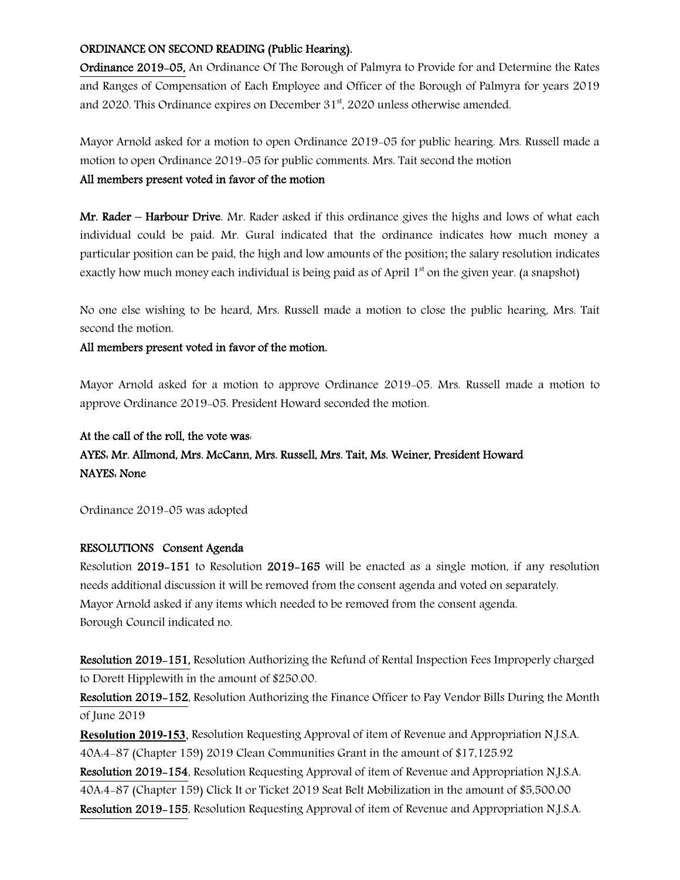**ORDINANCE ON SECOND READING (Public Hearing).**

**Ordinance 2019-05,** An Ordinance Of The Borough of Palmyra to Provide for and Determine the Rates and Ranges of Compensation of Each Employee and Officer of the Borough of Palmyra for years 2019 and 2020. This Ordinance expires on December 31st, 2020 unless otherwise amended.

Mayor Arnold asked for a motion to open Ordinance 2019-05 for public hearing. Mrs. Russell made a motion to open Ordinance 2019-05 for public comments. Mrs. Tait second the motion

**All members present voted in favor of the motion**

**Mr. Rader – Harbour Drive**. Mr. Rader asked if this ordinance gives the highs and lows of what each individual could be paid. Mr. Gural indicated that the ordinance indicates how much money a particular position can be paid, the high and low amounts of the position; the salary resolution indicates exactly how much money each individual is being paid as of April 1st on the given year. (a snapshot)

No one else wishing to be heard, Mrs. Russell made a motion to close the public hearing, Mrs. Tait second the motion.

**All members present voted in favor of the motion.**

Mayor Arnold asked for a motion to approve Ordinance 2019-05. Mrs. Russell made a motion to approve Ordinance 2019-05. President Howard seconded the motion.

**At the call of the roll, the vote was:**
**AYES: Mr. Allmond, Mrs. McCann, Mrs. Russell, Mrs. Tait, Ms. Weiner, President Howard**
**NAYES: None**

Ordinance 2019-05 was adopted

**RESOLUTIONS Consent Agenda**

Resolution **2019-151** to Resolution **2019-165** will be enacted as a single motion, if any resolution needs additional discussion it will be removed from the consent agenda and voted on separately.
Mayor Arnold asked if any items which needed to be removed from the consent agenda.
Borough Council indicated no.

**Resolution 2019-151,** Resolution Authorizing the Refund of Rental Inspection Fees Improperly charged to Dorett Hipplewith in the amount of $250.00.

**Resolution 2019-152**, Resolution Authorizing the Finance Officer to Pay Vendor Bills During the Month of June 2019

**Resolution 2019-153,** Resolution Requesting Approval of item of Revenue and Appropriation N.J.S.A. 40A:4-87 (Chapter 159) 2019 Clean Communities Grant in the amount of $17,125.92

**Resolution 2019-154**, Resolution Requesting Approval of item of Revenue and Appropriation N.J.S.A. 40A:4-87 (Chapter 159) Click It or Ticket 2019 Seat Belt Mobilization in the amount of $5,500.00

**Resolution 2019-155**, Resolution Requesting Approval of item of Revenue and Appropriation N.J.S.A.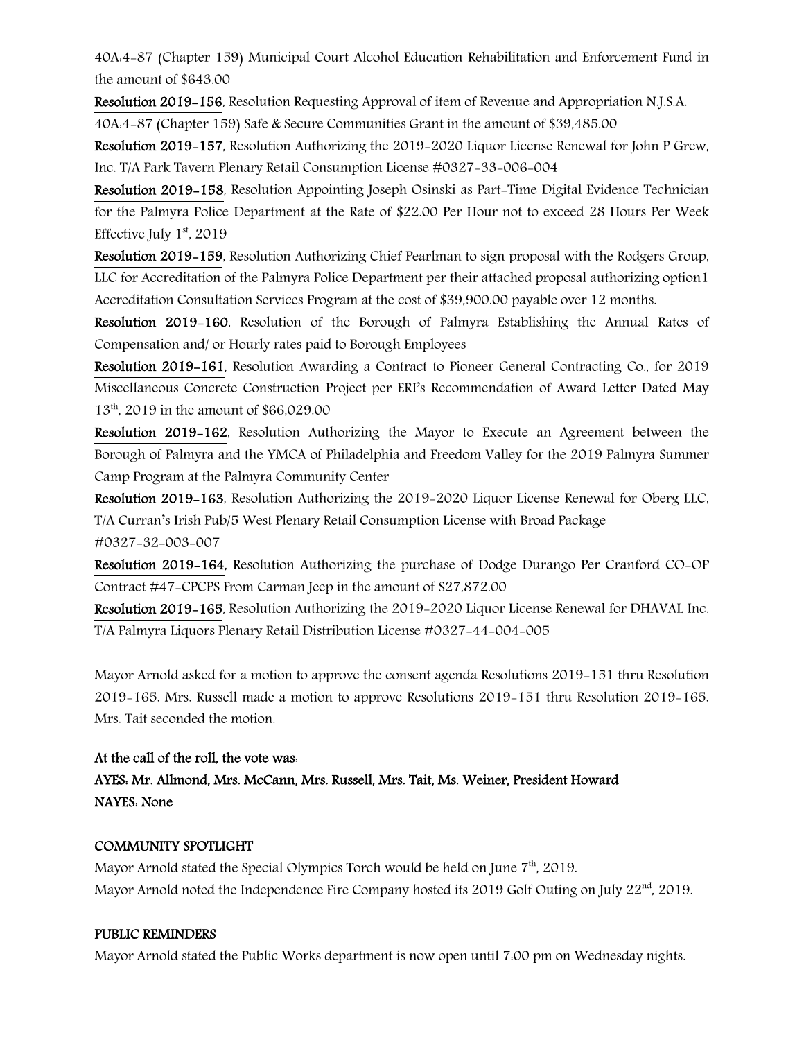40A:4-87 (Chapter 159) Municipal Court Alcohol Education Rehabilitation and Enforcement Fund in the amount of $643.00

**Resolution 2019-156**, Resolution Requesting Approval of item of Revenue and Appropriation N.J.S.A. 40A:4-87 (Chapter 159) Safe & Secure Communities Grant in the amount of $39,485.00

**Resolution 2019-157**, Resolution Authorizing the 2019-2020 Liquor License Renewal for John P Grew, Inc. T/A Park Tavern Plenary Retail Consumption License #0327-33-006-004

**Resolution 2019-158**, Resolution Appointing Joseph Osinski as Part-Time Digital Evidence Technician for the Palmyra Police Department at the Rate of $22.00 Per Hour not to exceed 28 Hours Per Week Effective July 1st, 2019

**Resolution 2019-159**, Resolution Authorizing Chief Pearlman to sign proposal with the Rodgers Group, LLC for Accreditation of the Palmyra Police Department per their attached proposal authorizing option1 Accreditation Consultation Services Program at the cost of $39,900.00 payable over 12 months.

**Resolution 2019-160**, Resolution of the Borough of Palmyra Establishing the Annual Rates of Compensation and/ or Hourly rates paid to Borough Employees

**Resolution 2019-161**, Resolution Awarding a Contract to Pioneer General Contracting Co., for 2019 Miscellaneous Concrete Construction Project per ERI's Recommendation of Award Letter Dated May 13th, 2019 in the amount of $66,029.00

**Resolution 2019-162**, Resolution Authorizing the Mayor to Execute an Agreement between the Borough of Palmyra and the YMCA of Philadelphia and Freedom Valley for the 2019 Palmyra Summer Camp Program at the Palmyra Community Center

**Resolution 2019-163**, Resolution Authorizing the 2019-2020 Liquor License Renewal for Oberg LLC, T/A Curran's Irish Pub/5 West Plenary Retail Consumption License with Broad Package #0327-32-003-007

**Resolution 2019-164**, Resolution Authorizing the purchase of Dodge Durango Per Cranford CO-OP Contract #47-CPCPS From Carman Jeep in the amount of $27,872.00

**Resolution 2019-165**, Resolution Authorizing the 2019-2020 Liquor License Renewal for DHAVAL Inc. T/A Palmyra Liquors Plenary Retail Distribution License #0327-44-004-005

Mayor Arnold asked for a motion to approve the consent agenda Resolutions 2019-151 thru Resolution 2019-165. Mrs. Russell made a motion to approve Resolutions 2019-151 thru Resolution 2019-165. Mrs. Tait seconded the motion.

**At the call of the roll, the vote was:**

**AYES: Mr. Allmond, Mrs. McCann, Mrs. Russell, Mrs. Tait, Ms. Weiner, President Howard**

**NAYES: None**

**COMMUNITY SPOTLIGHT**

Mayor Arnold stated the Special Olympics Torch would be held on June 7th, 2019.

Mayor Arnold noted the Independence Fire Company hosted its 2019 Golf Outing on July 22nd, 2019.

**PUBLIC REMINDERS**

Mayor Arnold stated the Public Works department is now open until 7:00 pm on Wednesday nights.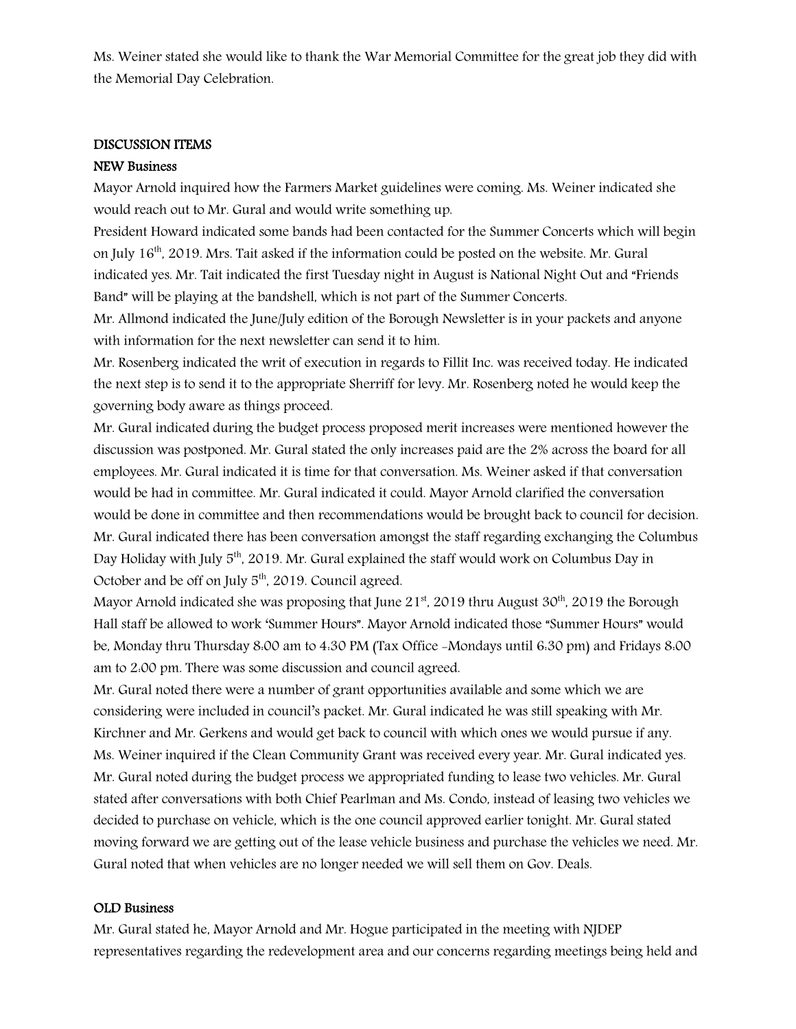Ms. Weiner stated she would like to thank the War Memorial Committee for the great job they did with the Memorial Day Celebration.

**DISCUSSION ITEMS**

**NEW Business**

Mayor Arnold inquired how the Farmers Market guidelines were coming. Ms. Weiner indicated she would reach out to Mr. Gural and would write something up.

President Howard indicated some bands had been contacted for the Summer Concerts which will begin on July 16th, 2019. Mrs. Tait asked if the information could be posted on the website. Mr. Gural indicated yes. Mr. Tait indicated the first Tuesday night in August is National Night Out and "Friends Band" will be playing at the bandshell, which is not part of the Summer Concerts.

Mr. Allmond indicated the June/July edition of the Borough Newsletter is in your packets and anyone with information for the next newsletter can send it to him.

Mr. Rosenberg indicated the writ of execution in regards to Fillit Inc. was received today. He indicated the next step is to send it to the appropriate Sherriff for levy. Mr. Rosenberg noted he would keep the governing body aware as things proceed.

Mr. Gural indicated during the budget process proposed merit increases were mentioned however the discussion was postponed. Mr. Gural stated the only increases paid are the 2% across the board for all employees. Mr. Gural indicated it is time for that conversation. Ms. Weiner asked if that conversation would be had in committee. Mr. Gural indicated it could. Mayor Arnold clarified the conversation would be done in committee and then recommendations would be brought back to council for decision.

Mr. Gural indicated there has been conversation amongst the staff regarding exchanging the Columbus Day Holiday with July 5th, 2019. Mr. Gural explained the staff would work on Columbus Day in October and be off on July 5th, 2019. Council agreed.

Mayor Arnold indicated she was proposing that June 21st, 2019 thru August 30th, 2019 the Borough Hall staff be allowed to work 'Summer Hours". Mayor Arnold indicated those "Summer Hours" would be, Monday thru Thursday 8:00 am to 4:30 PM (Tax Office -Mondays until 6:30 pm) and Fridays 8:00 am to 2:00 pm. There was some discussion and council agreed.

Mr. Gural noted there were a number of grant opportunities available and some which we are considering were included in council's packet. Mr. Gural indicated he was still speaking with Mr. Kirchner and Mr. Gerkens and would get back to council with which ones we would pursue if any.

Ms. Weiner inquired if the Clean Community Grant was received every year. Mr. Gural indicated yes.

Mr. Gural noted during the budget process we appropriated funding to lease two vehicles. Mr. Gural stated after conversations with both Chief Pearlman and Ms. Condo, instead of leasing two vehicles we decided to purchase on vehicle, which is the one council approved earlier tonight. Mr. Gural stated moving forward we are getting out of the lease vehicle business and purchase the vehicles we need. Mr. Gural noted that when vehicles are no longer needed we will sell them on Gov. Deals.

**OLD Business**

Mr. Gural stated he, Mayor Arnold and Mr. Hogue participated in the meeting with NJDEP representatives regarding the redevelopment area and our concerns regarding meetings being held and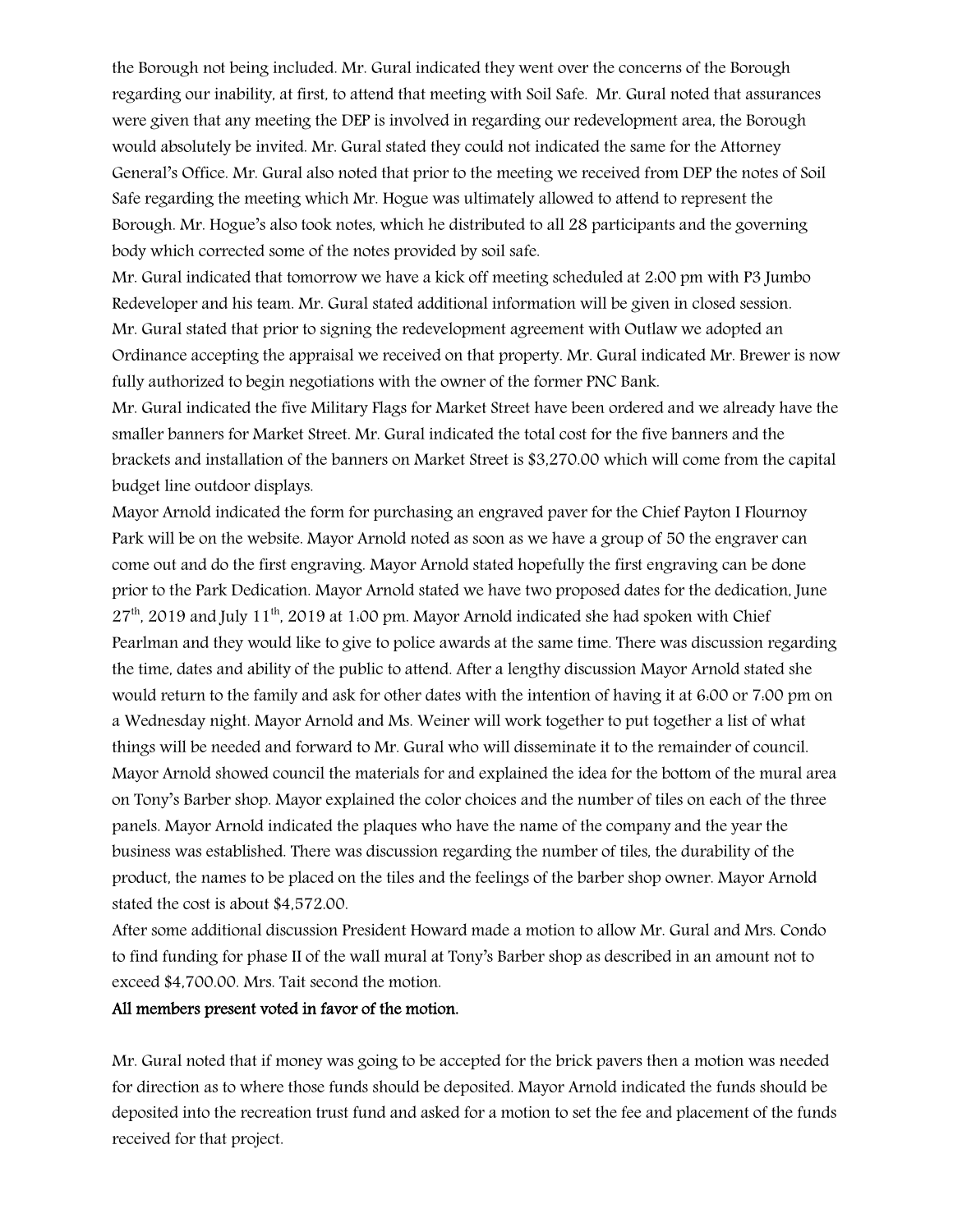the Borough not being included. Mr. Gural indicated they went over the concerns of the Borough regarding our inability, at first, to attend that meeting with Soil Safe. Mr. Gural noted that assurances were given that any meeting the DEP is involved in regarding our redevelopment area, the Borough would absolutely be invited. Mr. Gural stated they could not indicated the same for the Attorney General's Office. Mr. Gural also noted that prior to the meeting we received from DEP the notes of Soil Safe regarding the meeting which Mr. Hogue was ultimately allowed to attend to represent the Borough. Mr. Hogue's also took notes, which he distributed to all 28 participants and the governing body which corrected some of the notes provided by soil safe.

Mr. Gural indicated that tomorrow we have a kick off meeting scheduled at 2:00 pm with P3 Jumbo Redeveloper and his team. Mr. Gural stated additional information will be given in closed session.

Mr. Gural stated that prior to signing the redevelopment agreement with Outlaw we adopted an Ordinance accepting the appraisal we received on that property. Mr. Gural indicated Mr. Brewer is now fully authorized to begin negotiations with the owner of the former PNC Bank.

Mr. Gural indicated the five Military Flags for Market Street have been ordered and we already have the smaller banners for Market Street. Mr. Gural indicated the total cost for the five banners and the brackets and installation of the banners on Market Street is $3,270.00 which will come from the capital budget line outdoor displays.

Mayor Arnold indicated the form for purchasing an engraved paver for the Chief Payton I Flournoy Park will be on the website. Mayor Arnold noted as soon as we have a group of 50 the engraver can come out and do the first engraving. Mayor Arnold stated hopefully the first engraving can be done prior to the Park Dedication. Mayor Arnold stated we have two proposed dates for the dedication, June 27th, 2019 and July 11th, 2019 at 1:00 pm. Mayor Arnold indicated she had spoken with Chief Pearlman and they would like to give to police awards at the same time. There was discussion regarding the time, dates and ability of the public to attend. After a lengthy discussion Mayor Arnold stated she would return to the family and ask for other dates with the intention of having it at 6:00 or 7:00 pm on a Wednesday night. Mayor Arnold and Ms. Weiner will work together to put together a list of what things will be needed and forward to Mr. Gural who will disseminate it to the remainder of council.

Mayor Arnold showed council the materials for and explained the idea for the bottom of the mural area on Tony's Barber shop. Mayor explained the color choices and the number of tiles on each of the three panels. Mayor Arnold indicated the plaques who have the name of the company and the year the business was established. There was discussion regarding the number of tiles, the durability of the product, the names to be placed on the tiles and the feelings of the barber shop owner. Mayor Arnold stated the cost is about $4,572.00.

After some additional discussion President Howard made a motion to allow Mr. Gural and Mrs. Condo to find funding for phase II of the wall mural at Tony's Barber shop as described in an amount not to exceed $4,700.00. Mrs. Tait second the motion.

**All members present voted in favor of the motion.**

Mr. Gural noted that if money was going to be accepted for the brick pavers then a motion was needed for direction as to where those funds should be deposited. Mayor Arnold indicated the funds should be deposited into the recreation trust fund and asked for a motion to set the fee and placement of the funds received for that project.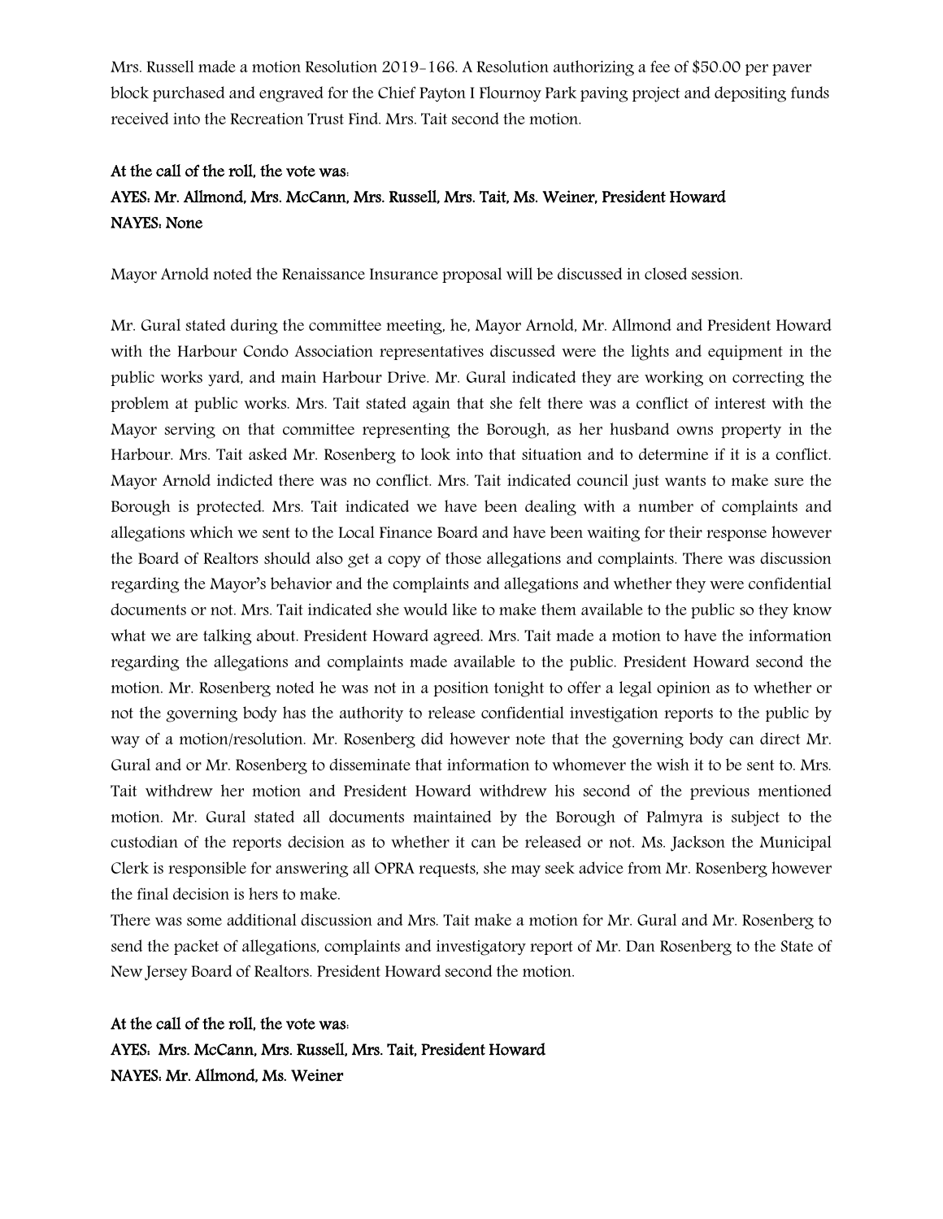Mrs. Russell made a motion Resolution 2019-166. A Resolution authorizing a fee of $50.00 per paver block purchased and engraved for the Chief Payton I Flournoy Park paving project and depositing funds received into the Recreation Trust Find. Mrs. Tait second the motion.

**At the call of the roll, the vote was:**
**AYES: Mr. Allmond, Mrs. McCann, Mrs. Russell, Mrs. Tait, Ms. Weiner, President Howard**
**NAYES: None**

Mayor Arnold noted the Renaissance Insurance proposal will be discussed in closed session.

Mr. Gural stated during the committee meeting, he, Mayor Arnold, Mr. Allmond and President Howard with the Harbour Condo Association representatives discussed were the lights and equipment in the public works yard, and main Harbour Drive. Mr. Gural indicated they are working on correcting the problem at public works. Mrs. Tait stated again that she felt there was a conflict of interest with the Mayor serving on that committee representing the Borough, as her husband owns property in the Harbour. Mrs. Tait asked Mr. Rosenberg to look into that situation and to determine if it is a conflict. Mayor Arnold indicted there was no conflict. Mrs. Tait indicated council just wants to make sure the Borough is protected. Mrs. Tait indicated we have been dealing with a number of complaints and allegations which we sent to the Local Finance Board and have been waiting for their response however the Board of Realtors should also get a copy of those allegations and complaints. There was discussion regarding the Mayor's behavior and the complaints and allegations and whether they were confidential documents or not. Mrs. Tait indicated she would like to make them available to the public so they know what we are talking about. President Howard agreed. Mrs. Tait made a motion to have the information regarding the allegations and complaints made available to the public. President Howard second the motion. Mr. Rosenberg noted he was not in a position tonight to offer a legal opinion as to whether or not the governing body has the authority to release confidential investigation reports to the public by way of a motion/resolution. Mr. Rosenberg did however note that the governing body can direct Mr. Gural and or Mr. Rosenberg to disseminate that information to whomever the wish it to be sent to. Mrs. Tait withdrew her motion and President Howard withdrew his second of the previous mentioned motion. Mr. Gural stated all documents maintained by the Borough of Palmyra is subject to the custodian of the reports decision as to whether it can be released or not. Ms. Jackson the Municipal Clerk is responsible for answering all OPRA requests, she may seek advice from Mr. Rosenberg however the final decision is hers to make.

There was some additional discussion and Mrs. Tait make a motion for Mr. Gural and Mr. Rosenberg to send the packet of allegations, complaints and investigatory report of Mr. Dan Rosenberg to the State of New Jersey Board of Realtors. President Howard second the motion.

**At the call of the roll, the vote was:**
**AYES: Mrs. McCann, Mrs. Russell, Mrs. Tait, President Howard**
**NAYES: Mr. Allmond, Ms. Weiner**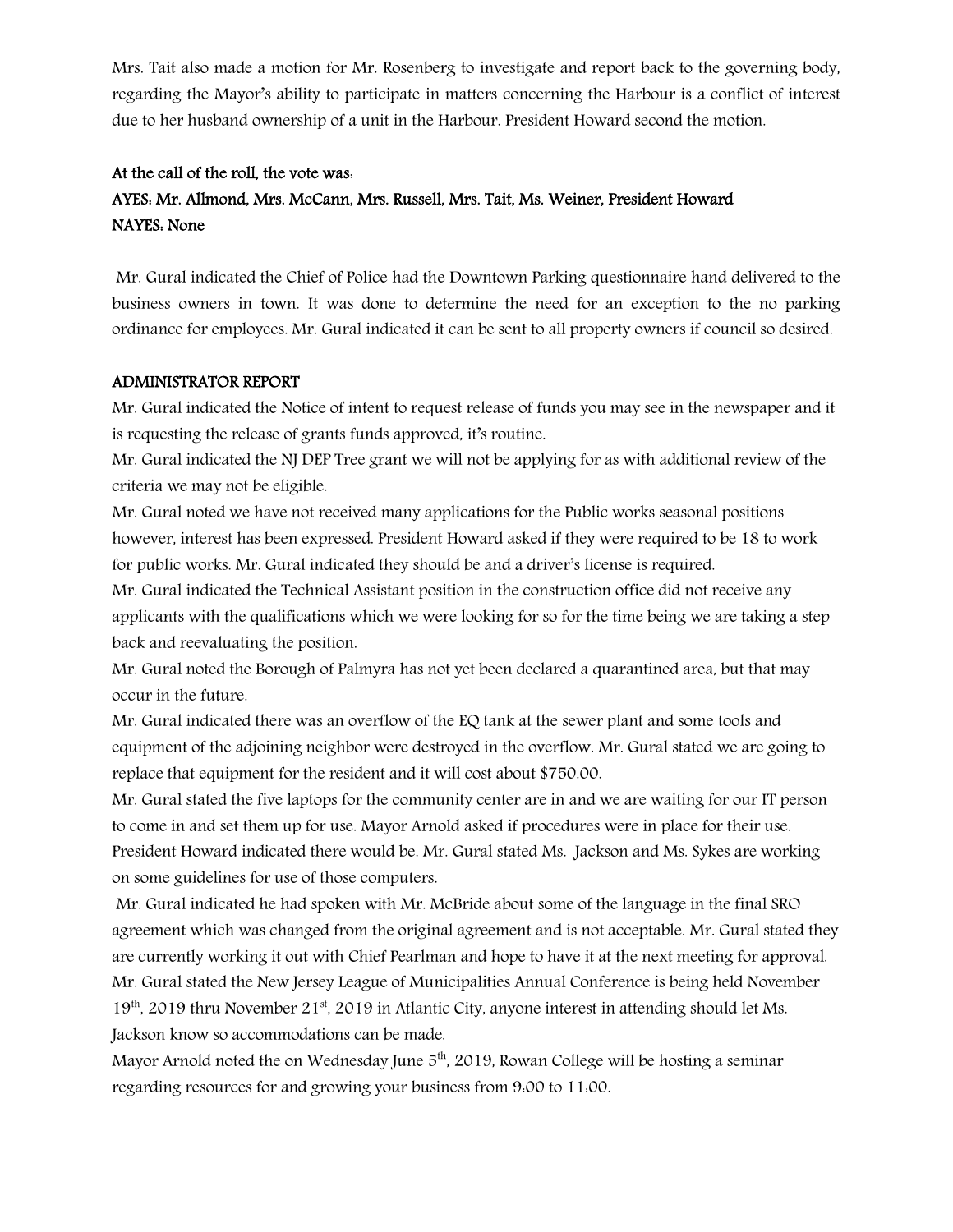Mrs. Tait also made a motion for Mr. Rosenberg to investigate and report back to the governing body, regarding the Mayor's ability to participate in matters concerning the Harbour is a conflict of interest due to her husband ownership of a unit in the Harbour. President Howard second the motion.

**At the call of the roll, the vote was:**

**AYES: Mr. Allmond, Mrs. McCann, Mrs. Russell, Mrs. Tait, Ms. Weiner, President Howard**

**NAYES: None**

Mr. Gural indicated the Chief of Police had the Downtown Parking questionnaire hand delivered to the business owners in town. It was done to determine the need for an exception to the no parking ordinance for employees. Mr. Gural indicated it can be sent to all property owners if council so desired.

**ADMINISTRATOR REPORT**

Mr. Gural indicated the Notice of intent to request release of funds you may see in the newspaper and it is requesting the release of grants funds approved, it's routine.

Mr. Gural indicated the NJ DEP Tree grant we will not be applying for as with additional review of the criteria we may not be eligible.

Mr. Gural noted we have not received many applications for the Public works seasonal positions however, interest has been expressed. President Howard asked if they were required to be 18 to work for public works. Mr. Gural indicated they should be and a driver's license is required.

Mr. Gural indicated the Technical Assistant position in the construction office did not receive any applicants with the qualifications which we were looking for so for the time being we are taking a step back and reevaluating the position.

Mr. Gural noted the Borough of Palmyra has not yet been declared a quarantined area, but that may occur in the future.

Mr. Gural indicated there was an overflow of the EQ tank at the sewer plant and some tools and equipment of the adjoining neighbor were destroyed in the overflow. Mr. Gural stated we are going to replace that equipment for the resident and it will cost about $750.00.

Mr. Gural stated the five laptops for the community center are in and we are waiting for our IT person to come in and set them up for use. Mayor Arnold asked if procedures were in place for their use. President Howard indicated there would be. Mr. Gural stated Ms. Jackson and Ms. Sykes are working on some guidelines for use of those computers.

Mr. Gural indicated he had spoken with Mr. McBride about some of the language in the final SRO agreement which was changed from the original agreement and is not acceptable. Mr. Gural stated they are currently working it out with Chief Pearlman and hope to have it at the next meeting for approval.

Mr. Gural stated the New Jersey League of Municipalities Annual Conference is being held November 19th, 2019 thru November 21st, 2019 in Atlantic City, anyone interest in attending should let Ms. Jackson know so accommodations can be made.

Mayor Arnold noted the on Wednesday June 5th, 2019, Rowan College will be hosting a seminar regarding resources for and growing your business from 9:00 to 11:00.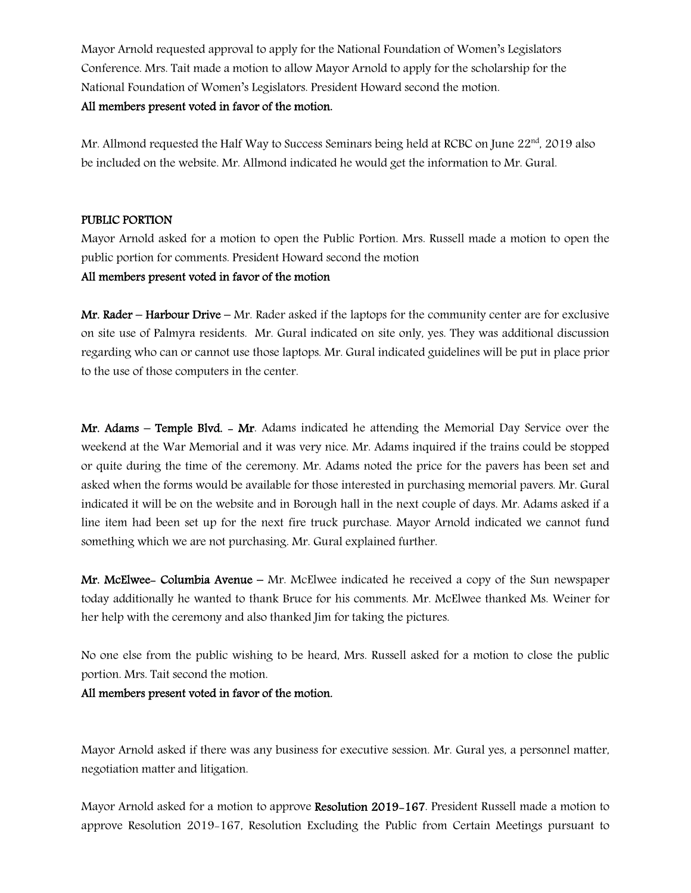Mayor Arnold requested approval to apply for the National Foundation of Women's Legislators Conference. Mrs. Tait made a motion to allow Mayor Arnold to apply for the scholarship for the National Foundation of Women's Legislators. President Howard second the motion.

**All members present voted in favor of the motion.**

Mr. Allmond requested the Half Way to Success Seminars being held at RCBC on June 22nd, 2019 also be included on the website. Mr. Allmond indicated he would get the information to Mr. Gural.

**PUBLIC PORTION**

Mayor Arnold asked for a motion to open the Public Portion. Mrs. Russell made a motion to open the public portion for comments. President Howard second the motion

**All members present voted in favor of the motion**

**Mr. Rader – Harbour Drive** – Mr. Rader asked if the laptops for the community center are for exclusive on site use of Palmyra residents. Mr. Gural indicated on site only, yes. They was additional discussion regarding who can or cannot use those laptops. Mr. Gural indicated guidelines will be put in place prior to the use of those computers in the center.

**Mr. Adams – Temple Blvd. - Mr**. Adams indicated he attending the Memorial Day Service over the weekend at the War Memorial and it was very nice. Mr. Adams inquired if the trains could be stopped or quite during the time of the ceremony. Mr. Adams noted the price for the pavers has been set and asked when the forms would be available for those interested in purchasing memorial pavers. Mr. Gural indicated it will be on the website and in Borough hall in the next couple of days. Mr. Adams asked if a line item had been set up for the next fire truck purchase. Mayor Arnold indicated we cannot fund something which we are not purchasing. Mr. Gural explained further.

**Mr. McElwee- Columbia Avenue** – Mr. McElwee indicated he received a copy of the Sun newspaper today additionally he wanted to thank Bruce for his comments. Mr. McElwee thanked Ms. Weiner for her help with the ceremony and also thanked Jim for taking the pictures.

No one else from the public wishing to be heard, Mrs. Russell asked for a motion to close the public portion. Mrs. Tait second the motion.

**All members present voted in favor of the motion.**

Mayor Arnold asked if there was any business for executive session. Mr. Gural yes, a personnel matter, negotiation matter and litigation.

Mayor Arnold asked for a motion to approve **Resolution 2019-167**. President Russell made a motion to approve Resolution 2019-167, Resolution Excluding the Public from Certain Meetings pursuant to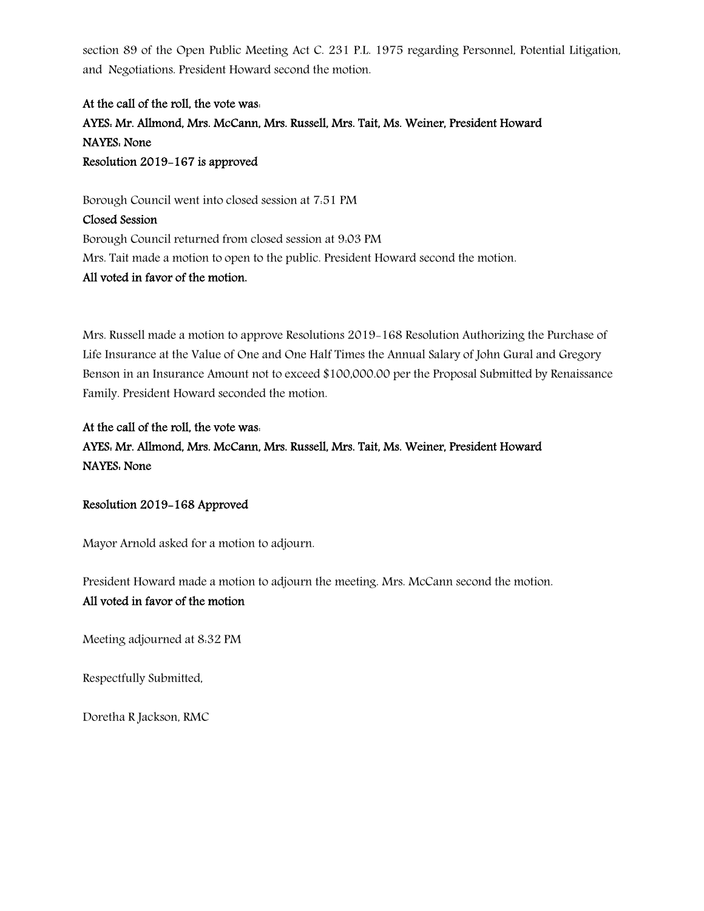section 89 of the Open Public Meeting Act C. 231 P.L. 1975 regarding Personnel, Potential Litigation, and Negotiations. President Howard second the motion.

**At the call of the roll, the vote was:**
**AYES: Mr. Allmond, Mrs. McCann, Mrs. Russell, Mrs. Tait, Ms. Weiner, President Howard**
**NAYES: None**
**Resolution 2019-167 is approved**

Borough Council went into closed session at 7:51 PM
**Closed Session**
Borough Council returned from closed session at 9:03 PM
Mrs. Tait made a motion to open to the public. President Howard second the motion.
**All voted in favor of the motion.**

Mrs. Russell made a motion to approve Resolutions 2019-168 Resolution Authorizing the Purchase of Life Insurance at the Value of One and One Half Times the Annual Salary of John Gural and Gregory Benson in an Insurance Amount not to exceed $100,000.00 per the Proposal Submitted by Renaissance Family. President Howard seconded the motion.

**At the call of the roll, the vote was:**
**AYES: Mr. Allmond, Mrs. McCann, Mrs. Russell, Mrs. Tait, Ms. Weiner, President Howard**
**NAYES: None**

**Resolution 2019-168 Approved**

Mayor Arnold asked for a motion to adjourn.

President Howard made a motion to adjourn the meeting. Mrs. McCann second the motion.
**All voted in favor of the motion**

Meeting adjourned at 8:32 PM

Respectfully Submitted,

Doretha R Jackson, RMC